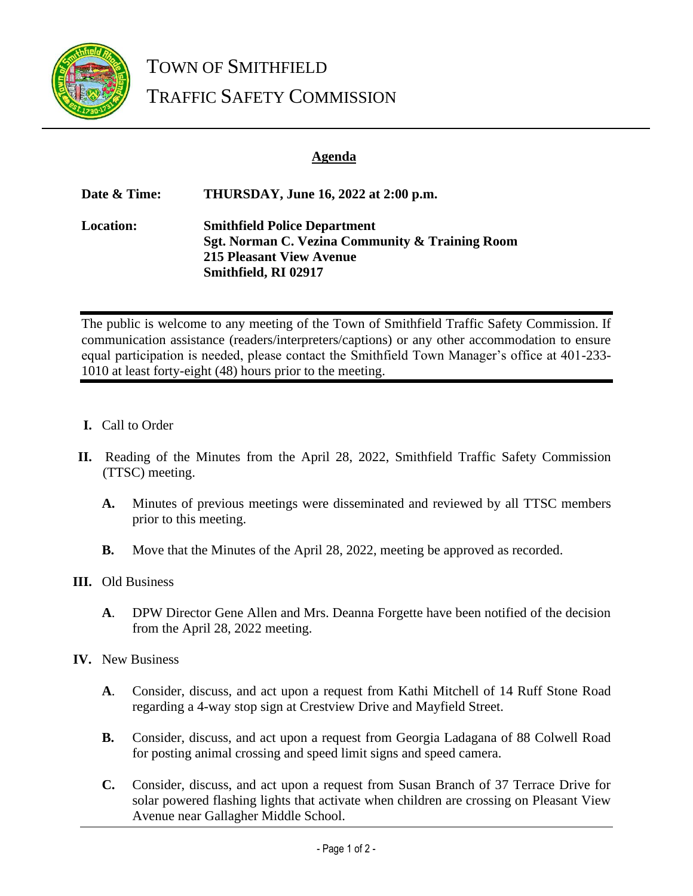# TOWN OF SMITHFIELD

# TRAFFIC SAFETY COMMISSION

## Agenda

**Date & Time:** **THURSDAY, June 16, 2022 at 2:00 p.m.**

**Location:** **Smithfield Police Department**
**Sgt. Norman C. Vezina Community & Training Room**
**215 Pleasant View Avenue**
**Smithfield, RI 02917**

The public is welcome to any meeting of the Town of Smithfield Traffic Safety Commission. If communication assistance (readers/interpreters/captions) or any other accommodation to ensure equal participation is needed, please contact the Smithfield Town Manager's office at 401-233-1010 at least forty-eight (48) hours prior to the meeting.

**I.** Call to Order

**II.** Reading of the Minutes from the April 28, 2022, Smithfield Traffic Safety Commission (TTSC) meeting.

- **A.** Minutes of previous meetings were disseminated and reviewed by all TTSC members prior to this meeting.
- **B.** Move that the Minutes of the April 28, 2022, meeting be approved as recorded.

**III.** Old Business

- **A**. DPW Director Gene Allen and Mrs. Deanna Forgette have been notified of the decision from the April 28, 2022 meeting.

**IV.** New Business

- **A**. Consider, discuss, and act upon a request from Kathi Mitchell of 14 Ruff Stone Road regarding a 4-way stop sign at Crestview Drive and Mayfield Street.
- **B.** Consider, discuss, and act upon a request from Georgia Ladagana of 88 Colwell Road for posting animal crossing and speed limit signs and speed camera.
- **C.** Consider, discuss, and act upon a request from Susan Branch of 37 Terrace Drive for solar powered flashing lights that activate when children are crossing on Pleasant View Avenue near Gallagher Middle School.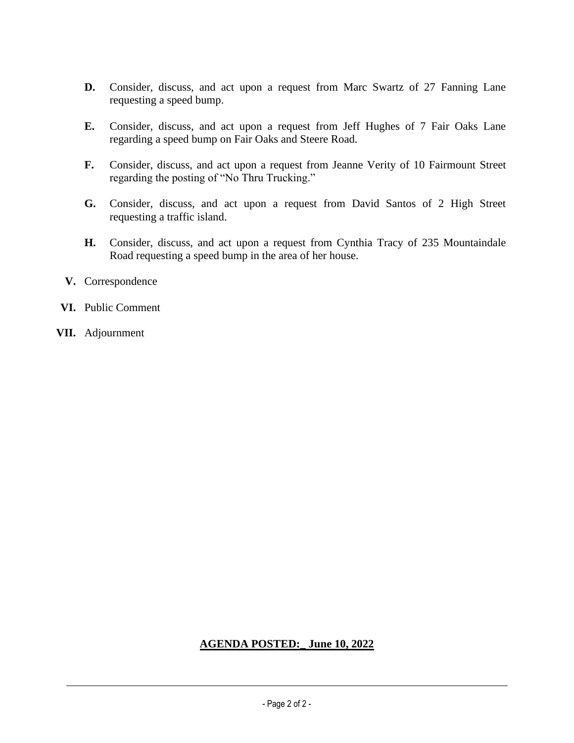**D.** Consider, discuss, and act upon a request from Marc Swartz of 27 Fanning Lane requesting a speed bump.

**E.** Consider, discuss, and act upon a request from Jeff Hughes of 7 Fair Oaks Lane regarding a speed bump on Fair Oaks and Steere Road.

**F.** Consider, discuss, and act upon a request from Jeanne Verity of 10 Fairmount Street regarding the posting of "No Thru Trucking."

**G.** Consider, discuss, and act upon a request from David Santos of 2 High Street requesting a traffic island.

**H.** Consider, discuss, and act upon a request from Cynthia Tracy of 235 Mountaindale Road requesting a speed bump in the area of her house.

**V.** Correspondence

**VI.** Public Comment

**VII.** Adjournment

**AGENDA POSTED:_ June 10, 2022**